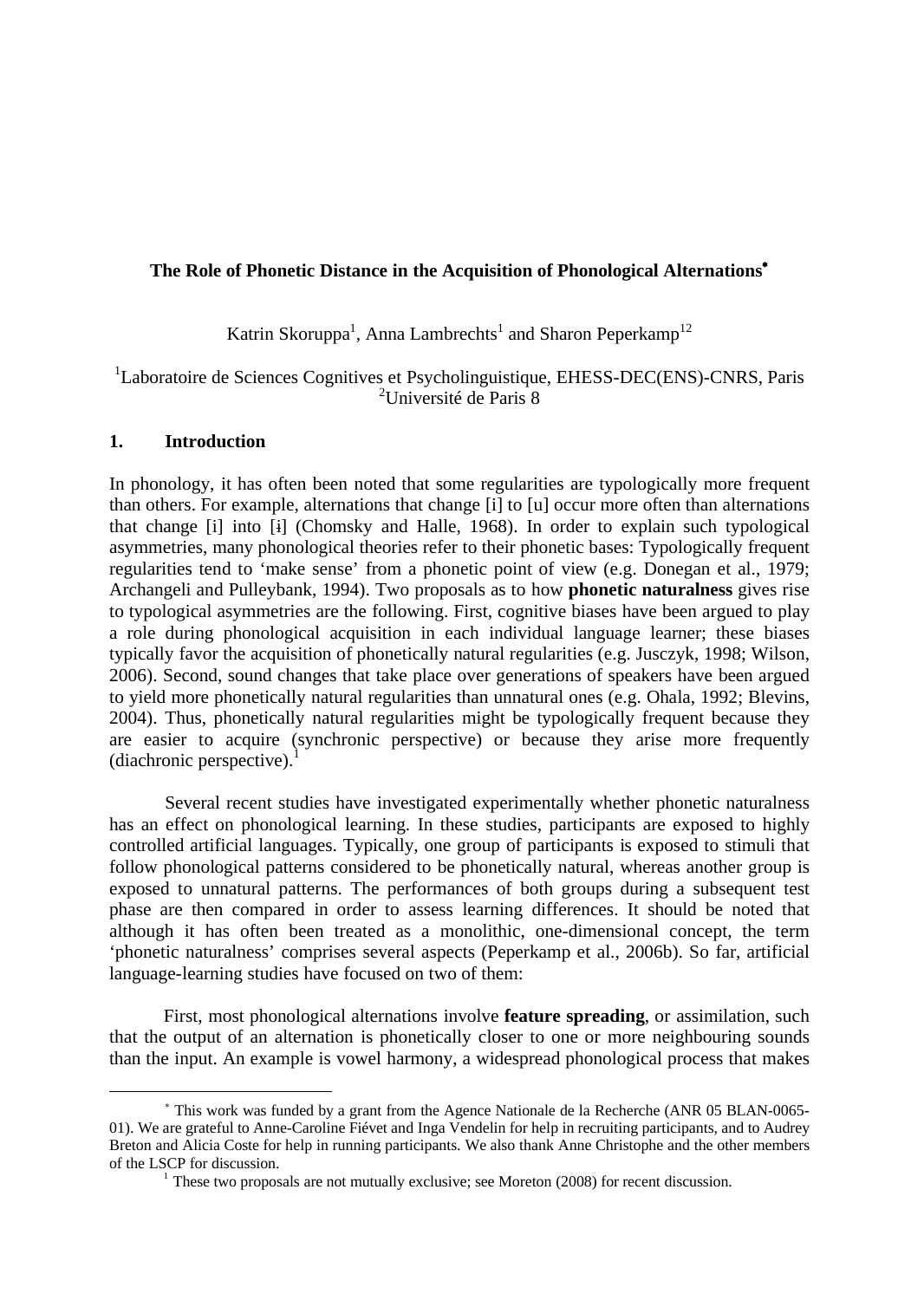# The Role of Phonetic Distance in the Acquisition of Phonological Alternations*

Katrin Skoruppa[1], Anna Lambrechts[1] and Sharon Peperkamp[12]

[1]Laboratoire de Sciences Cognitives et Psycholinguistique, EHESS-DEC(ENS)-CNRS, Paris
[2]Université de Paris 8

## 1. Introduction

In phonology, it has often been noted that some regularities are typologically more frequent than others. For example, alternations that change [i] to [u] occur more often than alternations that change [i] into [ɨ] (Chomsky and Halle, 1968). In order to explain such typological asymmetries, many phonological theories refer to their phonetic bases: Typologically frequent regularities tend to 'make sense' from a phonetic point of view (e.g. Donegan et al., 1979; Archangeli and Pulleybank, 1994). Two proposals as to how **phonetic naturalness** gives rise to typological asymmetries are the following. First, cognitive biases have been argued to play a role during phonological acquisition in each individual language learner; these biases typically favor the acquisition of phonetically natural regularities (e.g. Jusczyk, 1998; Wilson, 2006). Second, sound changes that take place over generations of speakers have been argued to yield more phonetically natural regularities than unnatural ones (e.g. Ohala, 1992; Blevins, 2004). Thus, phonetically natural regularities might be typologically frequent because they are easier to acquire (synchronic perspective) or because they arise more frequently (diachronic perspective).[1]

Several recent studies have investigated experimentally whether phonetic naturalness has an effect on phonological learning. In these studies, participants are exposed to highly controlled artificial languages. Typically, one group of participants is exposed to stimuli that follow phonological patterns considered to be phonetically natural, whereas another group is exposed to unnatural patterns. The performances of both groups during a subsequent test phase are then compared in order to assess learning differences. It should be noted that although it has often been treated as a monolithic, one-dimensional concept, the term 'phonetic naturalness' comprises several aspects (Peperkamp et al., 2006b). So far, artificial language-learning studies have focused on two of them:

First, most phonological alternations involve **feature spreading**, or assimilation, such that the output of an alternation is phonetically closer to one or more neighbouring sounds than the input. An example is vowel harmony, a widespread phonological process that makes

---

* This work was funded by a grant from the Agence Nationale de la Recherche (ANR 05 BLAN-0065-01). We are grateful to Anne-Caroline Fiévet and Inga Vendelin for help in recruiting participants, and to Audrey Breton and Alicia Coste for help in running participants. We also thank Anne Christophe and the other members of the LSCP for discussion.

[1] These two proposals are not mutually exclusive; see Moreton (2008) for recent discussion.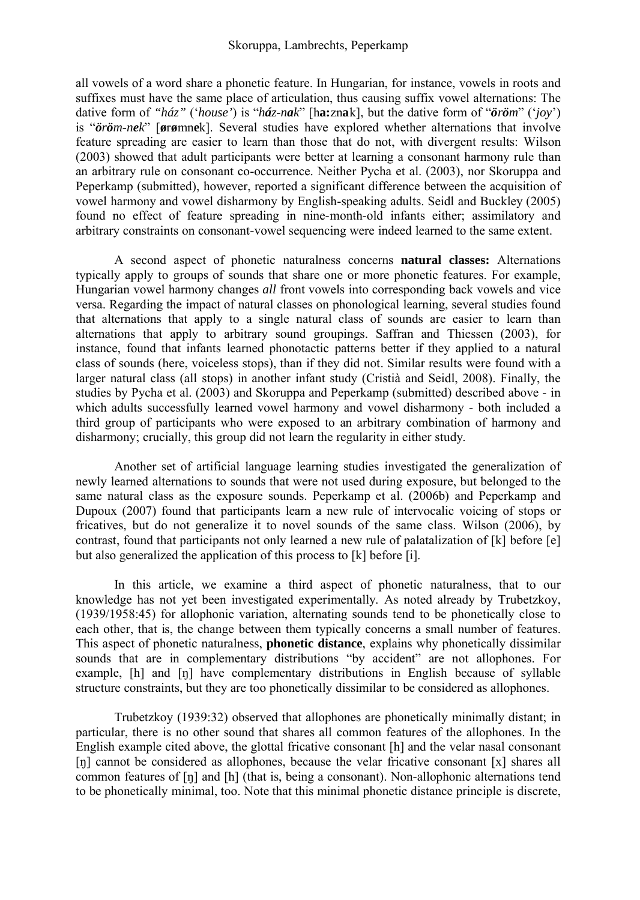all vowels of a word share a phonetic feature. In Hungarian, for instance, vowels in roots and suffixes must have the same place of articulation, thus causing suffix vowel alternations: The dative form of *"ház"* (*'house'*) is "*ház-nak*" [h**a:**zn**a**k], but the dative form of "*öröm*" (*'joy'*) is "*öröm-nek*" [**ø**r**ø**mn**e**k]. Several studies have explored whether alternations that involve feature spreading are easier to learn than those that do not, with divergent results: Wilson (2003) showed that adult participants were better at learning a consonant harmony rule than an arbitrary rule on consonant co-occurrence. Neither Pycha et al. (2003), nor Skoruppa and Peperkamp (submitted), however, reported a significant difference between the acquisition of vowel harmony and vowel disharmony by English-speaking adults. Seidl and Buckley (2005) found no effect of feature spreading in nine-month-old infants either; assimilatory and arbitrary constraints on consonant-vowel sequencing were indeed learned to the same extent.

A second aspect of phonetic naturalness concerns **natural classes:** Alternations typically apply to groups of sounds that share one or more phonetic features. For example, Hungarian vowel harmony changes *all* front vowels into corresponding back vowels and vice versa. Regarding the impact of natural classes on phonological learning, several studies found that alternations that apply to a single natural class of sounds are easier to learn than alternations that apply to arbitrary sound groupings. Saffran and Thiessen (2003), for instance, found that infants learned phonotactic patterns better if they applied to a natural class of sounds (here, voiceless stops), than if they did not. Similar results were found with a larger natural class (all stops) in another infant study (Cristià and Seidl, 2008). Finally, the studies by Pycha et al. (2003) and Skoruppa and Peperkamp (submitted) described above - in which adults successfully learned vowel harmony and vowel disharmony - both included a third group of participants who were exposed to an arbitrary combination of harmony and disharmony; crucially, this group did not learn the regularity in either study.

Another set of artificial language learning studies investigated the generalization of newly learned alternations to sounds that were not used during exposure, but belonged to the same natural class as the exposure sounds. Peperkamp et al. (2006b) and Peperkamp and Dupoux (2007) found that participants learn a new rule of intervocalic voicing of stops or fricatives, but do not generalize it to novel sounds of the same class. Wilson (2006), by contrast, found that participants not only learned a new rule of palatalization of [k] before [e] but also generalized the application of this process to [k] before [i].

In this article, we examine a third aspect of phonetic naturalness, that to our knowledge has not yet been investigated experimentally. As noted already by Trubetzkoy, (1939/1958:45) for allophonic variation, alternating sounds tend to be phonetically close to each other, that is, the change between them typically concerns a small number of features. This aspect of phonetic naturalness, **phonetic distance**, explains why phonetically dissimilar sounds that are in complementary distributions "by accident" are not allophones. For example, [h] and [ŋ] have complementary distributions in English because of syllable structure constraints, but they are too phonetically dissimilar to be considered as allophones.

Trubetzkoy (1939:32) observed that allophones are phonetically minimally distant; in particular, there is no other sound that shares all common features of the allophones. In the English example cited above, the glottal fricative consonant [h] and the velar nasal consonant [ŋ] cannot be considered as allophones, because the velar fricative consonant [x] shares all common features of [ŋ] and [h] (that is, being a consonant). Non-allophonic alternations tend to be phonetically minimal, too. Note that this minimal phonetic distance principle is discrete,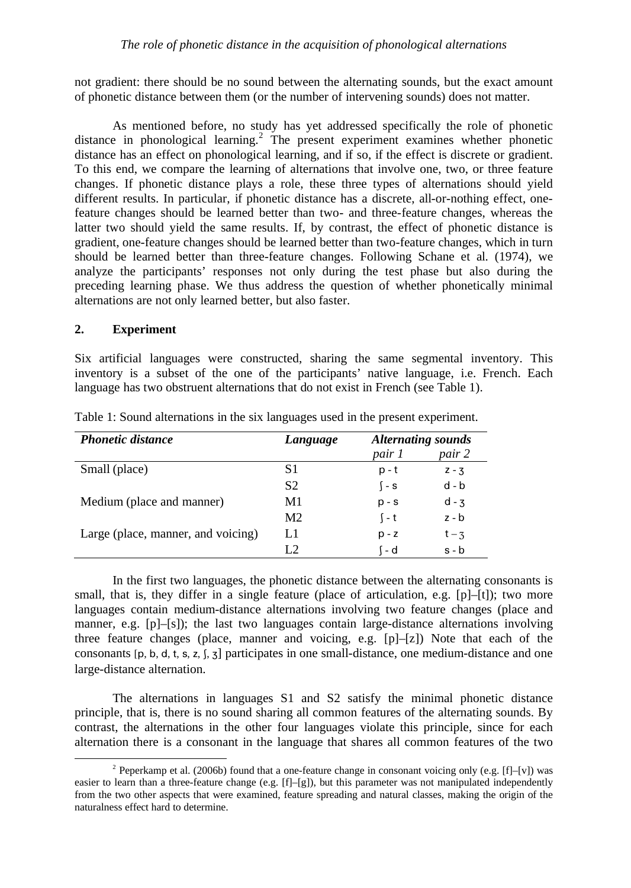not gradient: there should be no sound between the alternating sounds, but the exact amount of phonetic distance between them (or the number of intervening sounds) does not matter.

As mentioned before, no study has yet addressed specifically the role of phonetic distance in phonological learning.[2] The present experiment examines whether phonetic distance has an effect on phonological learning, and if so, if the effect is discrete or gradient. To this end, we compare the learning of alternations that involve one, two, or three feature changes. If phonetic distance plays a role, these three types of alternations should yield different results. In particular, if phonetic distance has a discrete, all-or-nothing effect, one-feature changes should be learned better than two- and three-feature changes, whereas the latter two should yield the same results. If, by contrast, the effect of phonetic distance is gradient, one-feature changes should be learned better than two-feature changes, which in turn should be learned better than three-feature changes. Following Schane et al. (1974), we analyze the participants' responses not only during the test phase but also during the preceding learning phase. We thus address the question of whether phonetically minimal alternations are not only learned better, but also faster.

## 2. Experiment

Six artificial languages were constructed, sharing the same segmental inventory. This inventory is a subset of the one of the participants' native language, i.e. French. Each language has two obstruent alternations that do not exist in French (see Table 1).

Table 1: Sound alternations in the six languages used in the present experiment.

| ***Phonetic distance*** | ***Language*** | ***Alternating sounds*** | |
|---|---|---|---|
| | | *pair 1* | *pair 2* |
| Small (place) | S1 | p - t | z - ʒ |
| | S2 | ʃ - s | d - b |
| Medium (place and manner) | M1 | p - s | d - ʒ |
| | M2 | ʃ - t | z - b |
| Large (place, manner, and voicing) | L1 | p - z | t – ʒ |
| | L2 | ʃ - d | s - b |

In the first two languages, the phonetic distance between the alternating consonants is small, that is, they differ in a single feature (place of articulation, e.g. [p]–[t]); two more languages contain medium-distance alternations involving two feature changes (place and manner, e.g. [p]–[s]); the last two languages contain large-distance alternations involving three feature changes (place, manner and voicing, e.g. [p]–[z]) Note that each of the consonants [p, b, d, t, s, z, ʃ, ʒ] participates in one small-distance, one medium-distance and one large-distance alternation.

The alternations in languages S1 and S2 satisfy the minimal phonetic distance principle, that is, there is no sound sharing all common features of the alternating sounds. By contrast, the alternations in the other four languages violate this principle, since for each alternation there is a consonant in the language that shares all common features of the two

[2] Peperkamp et al. (2006b) found that a one-feature change in consonant voicing only (e.g. [f]–[v]) was easier to learn than a three-feature change (e.g. [f]–[g]), but this parameter was not manipulated independently from the two other aspects that were examined, feature spreading and natural classes, making the origin of the naturalness effect hard to determine.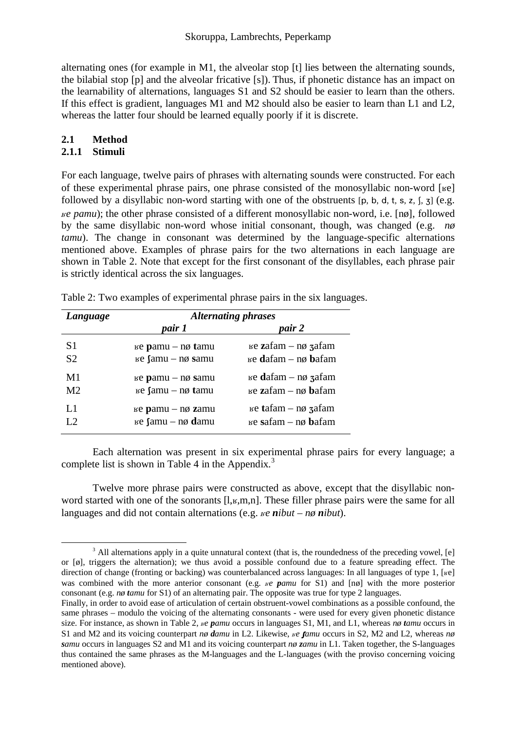alternating ones (for example in M1, the alveolar stop [t] lies between the alternating sounds, the bilabial stop [p] and the alveolar fricative [s]). Thus, if phonetic distance has an impact on the learnability of alternations, languages S1 and S2 should be easier to learn than the others. If this effect is gradient, languages M1 and M2 should also be easier to learn than L1 and L2, whereas the latter four should be learned equally poorly if it is discrete.

### 2.1 Method

#### 2.1.1 Stimuli

For each language, twelve pairs of phrases with alternating sounds were constructed. For each of these experimental phrase pairs, one phrase consisted of the monosyllabic non-word [ʁe] followed by a disyllabic non-word starting with one of the obstruents [p, b, d, t, s, z, ʃ, ʒ] (e.g. *ʁe pamu*); the other phrase consisted of a different monosyllabic non-word, i.e. [nø], followed by the same disyllabic non-word whose initial consonant, though, was changed (e.g. *nø tamu*). The change in consonant was determined by the language-specific alternations mentioned above. Examples of phrase pairs for the two alternations in each language are shown in Table 2. Note that except for the first consonant of the disyllables, each phrase pair is strictly identical across the six languages.

Table 2: Two examples of experimental phrase pairs in the six languages.

| ***Language*** | ***Alternating phrases*** | |
|---|---|---|
| | ***pair 1*** | ***pair 2*** |
| S1 | ʁe **p**amu – nø **t**amu | ʁe **z**afam – nø **ʒ**afam |
| S2 | ʁe **ʃ**amu – nø **s**amu | ʁe **d**afam – nø **b**afam |
| M1 | ʁe **p**amu – nø **s**amu | ʁe **d**afam – nø **ʒ**afam |
| M2 | ʁe **ʃ**amu – nø **t**amu | ʁe **z**afam – nø **b**afam |
| L1 | ʁe **p**amu – nø **z**amu | ʁe **t**afam – nø **ʒ**afam |
| L2 | ʁe **ʃ**amu – nø **d**amu | ʁe **s**afam – nø **b**afam |

Each alternation was present in six experimental phrase pairs for every language; a complete list is shown in Table 4 in the Appendix.[3]

Twelve more phrase pairs were constructed as above, except that the disyllabic non-word started with one of the sonorants [l,ʁ,m,n]. These filler phrase pairs were the same for all languages and did not contain alternations (e.g. *ʁe **n**ibut – nø **n**ibut*).

---

[3] All alternations apply in a quite unnatural context (that is, the roundedness of the preceding vowel, [e] or [ø], triggers the alternation); we thus avoid a possible confound due to a feature spreading effect. The direction of change (fronting or backing) was counterbalanced across languages: In all languages of type 1, [ʁe] was combined with the more anterior consonant (e.g. *ʁe **p**amu* for S1) and [nø] with the more posterior consonant (e.g. *nø **t**amu* for S1) of an alternating pair. The opposite was true for type 2 languages.

Finally, in order to avoid ease of articulation of certain obstruent-vowel combinations as a possible confound, the same phrases – modulo the voicing of the alternating consonants - were used for every given phonetic distance size. For instance, as shown in Table 2, *ʁe **p**amu* occurs in languages S1, M1, and L1, whereas *nø **t**amu* occurs in S1 and M2 and its voicing counterpart *nø **d**amu* in L2. Likewise, *ʁe **ʃ**amu* occurs in S2, M2 and L2, whereas *nø **s**amu* occurs in languages S2 and M1 and its voicing counterpart *nø **z**amu* in L1. Taken together, the S-languages thus contained the same phrases as the M-languages and the L-languages (with the proviso concerning voicing mentioned above).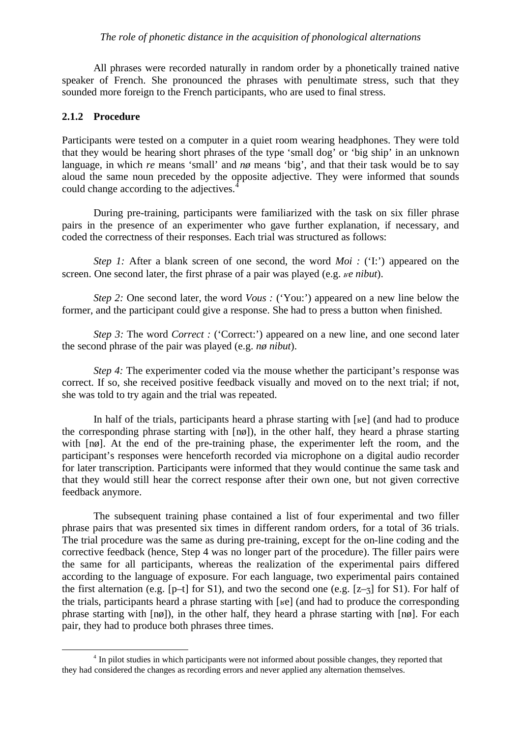All phrases were recorded naturally in random order by a phonetically trained native speaker of French. She pronounced the phrases with penultimate stress, such that they sounded more foreign to the French participants, who are used to final stress.

### 2.1.2 Procedure

Participants were tested on a computer in a quiet room wearing headphones. They were told that they would be hearing short phrases of the type 'small dog' or 'big ship' in an unknown language, in which *re* means 'small' and *nø* means 'big', and that their task would be to say aloud the same noun preceded by the opposite adjective. They were informed that sounds could change according to the adjectives.[4]

During pre-training, participants were familiarized with the task on six filler phrase pairs in the presence of an experimenter who gave further explanation, if necessary, and coded the correctness of their responses. Each trial was structured as follows:

*Step 1:* After a blank screen of one second, the word *Moi :* ('I:') appeared on the screen. One second later, the first phrase of a pair was played (e.g. *ʁe nibut*).

*Step 2:* One second later, the word *Vous :* ('You:') appeared on a new line below the former, and the participant could give a response. She had to press a button when finished.

*Step 3:* The word *Correct :* ('Correct:') appeared on a new line, and one second later the second phrase of the pair was played (e.g. *nø nibut*).

*Step 4:* The experimenter coded via the mouse whether the participant's response was correct. If so, she received positive feedback visually and moved on to the next trial; if not, she was told to try again and the trial was repeated.

In half of the trials, participants heard a phrase starting with [ʁe] (and had to produce the corresponding phrase starting with [nø]), in the other half, they heard a phrase starting with [nø]. At the end of the pre-training phase, the experimenter left the room, and the participant's responses were henceforth recorded via microphone on a digital audio recorder for later transcription. Participants were informed that they would continue the same task and that they would still hear the correct response after their own one, but not given corrective feedback anymore.

The subsequent training phase contained a list of four experimental and two filler phrase pairs that was presented six times in different random orders, for a total of 36 trials. The trial procedure was the same as during pre-training, except for the on-line coding and the corrective feedback (hence, Step 4 was no longer part of the procedure). The filler pairs were the same for all participants, whereas the realization of the experimental pairs differed according to the language of exposure. For each language, two experimental pairs contained the first alternation (e.g. [p–t] for S1), and two the second one (e.g. [z–ʒ] for S1). For half of the trials, participants heard a phrase starting with [ʁe] (and had to produce the corresponding phrase starting with [nø]), in the other half, they heard a phrase starting with [nø]. For each pair, they had to produce both phrases three times.

[4] In pilot studies in which participants were not informed about possible changes, they reported that they had considered the changes as recording errors and never applied any alternation themselves.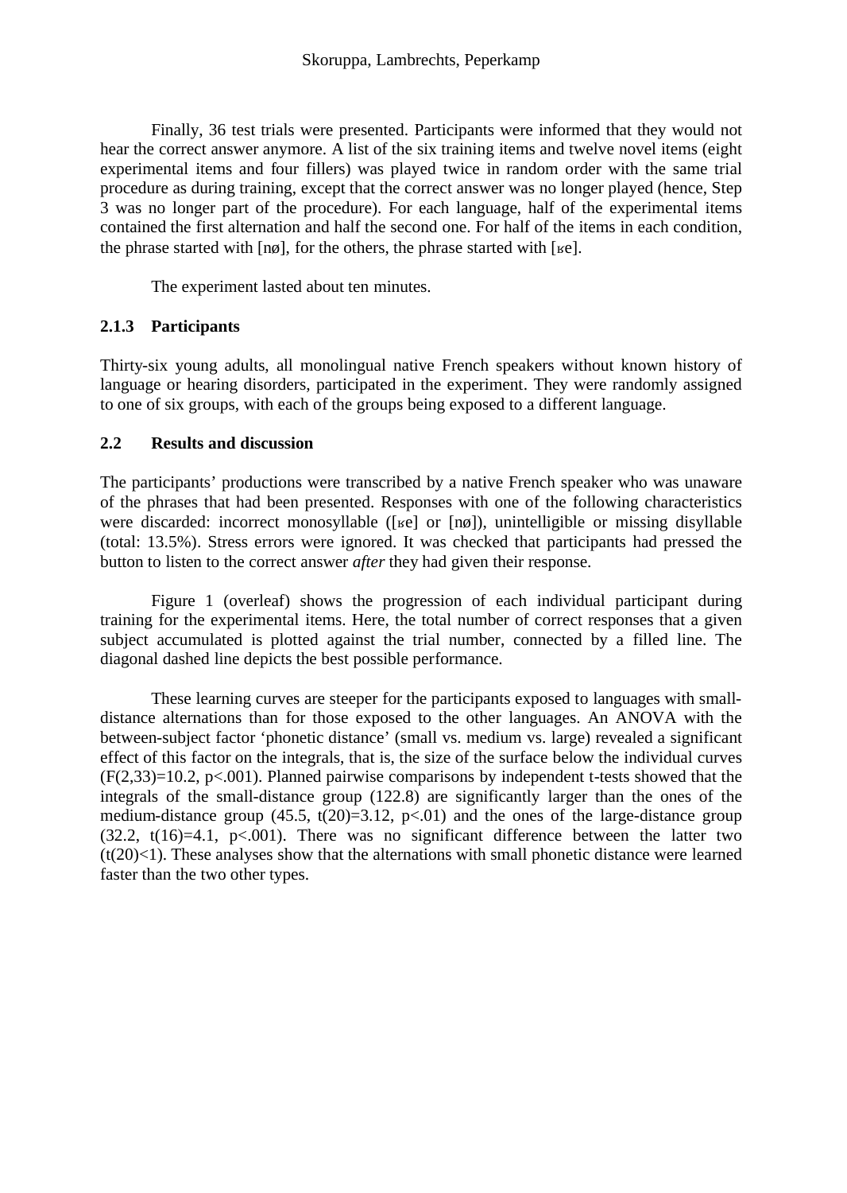Finally, 36 test trials were presented. Participants were informed that they would not hear the correct answer anymore. A list of the six training items and twelve novel items (eight experimental items and four fillers) was played twice in random order with the same trial procedure as during training, except that the correct answer was no longer played (hence, Step 3 was no longer part of the procedure). For each language, half of the experimental items contained the first alternation and half the second one. For half of the items in each condition, the phrase started with [nø], for the others, the phrase started with [ʁe].

The experiment lasted about ten minutes.

### 2.1.3 Participants

Thirty-six young adults, all monolingual native French speakers without known history of language or hearing disorders, participated in the experiment. They were randomly assigned to one of six groups, with each of the groups being exposed to a different language.

## 2.2 Results and discussion

The participants' productions were transcribed by a native French speaker who was unaware of the phrases that had been presented. Responses with one of the following characteristics were discarded: incorrect monosyllable ([ʁe] or [nø]), unintelligible or missing disyllable (total: 13.5%). Stress errors were ignored. It was checked that participants had pressed the button to listen to the correct answer *after* they had given their response.

Figure 1 (overleaf) shows the progression of each individual participant during training for the experimental items. Here, the total number of correct responses that a given subject accumulated is plotted against the trial number, connected by a filled line. The diagonal dashed line depicts the best possible performance.

These learning curves are steeper for the participants exposed to languages with small-distance alternations than for those exposed to the other languages. An ANOVA with the between-subject factor 'phonetic distance' (small vs. medium vs. large) revealed a significant effect of this factor on the integrals, that is, the size of the surface below the individual curves ($F(2,33)=10.2$, $p<.001$). Planned pairwise comparisons by independent t-tests showed that the integrals of the small-distance group (122.8) are significantly larger than the ones of the medium-distance group (45.5, $t(20)=3.12$, $p<.01$) and the ones of the large-distance group (32.2, $t(16)=4.1$, $p<.001$). There was no significant difference between the latter two ($t(20)<1$). These analyses show that the alternations with small phonetic distance were learned faster than the two other types.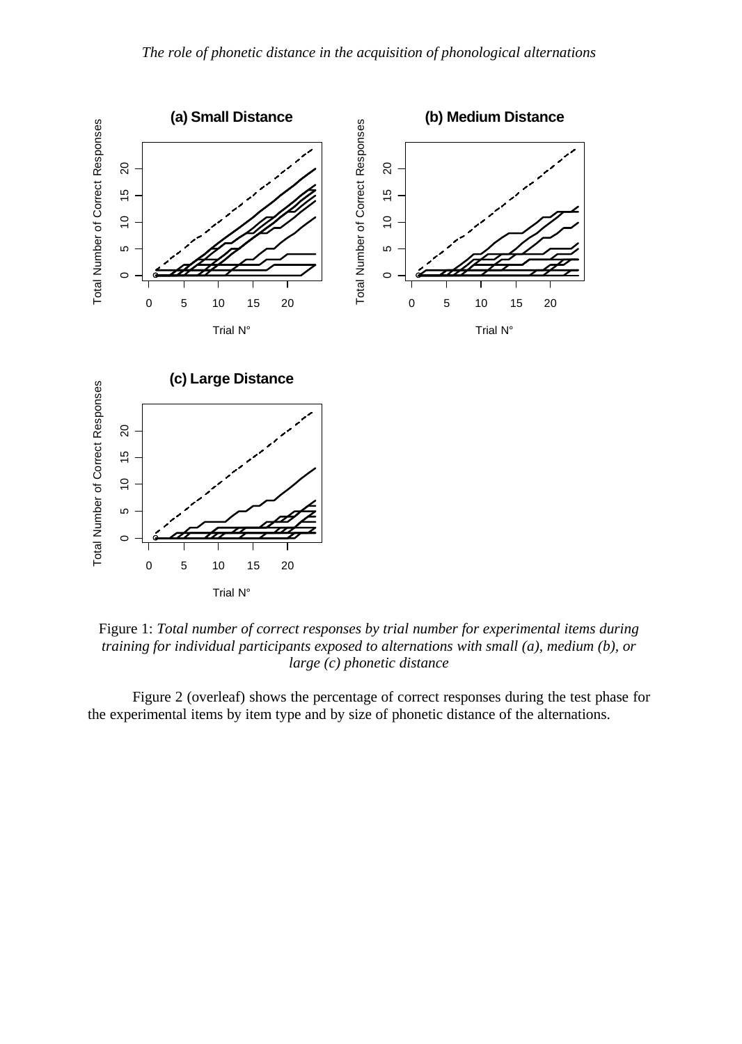Figure 1: *Total number of correct responses by trial number for experimental items during training for individual participants exposed to alternations with small (a), medium (b), or large (c) phonetic distance*

Figure 2 (overleaf) shows the percentage of correct responses during the test phase for the experimental items by item type and by size of phonetic distance of the alternations.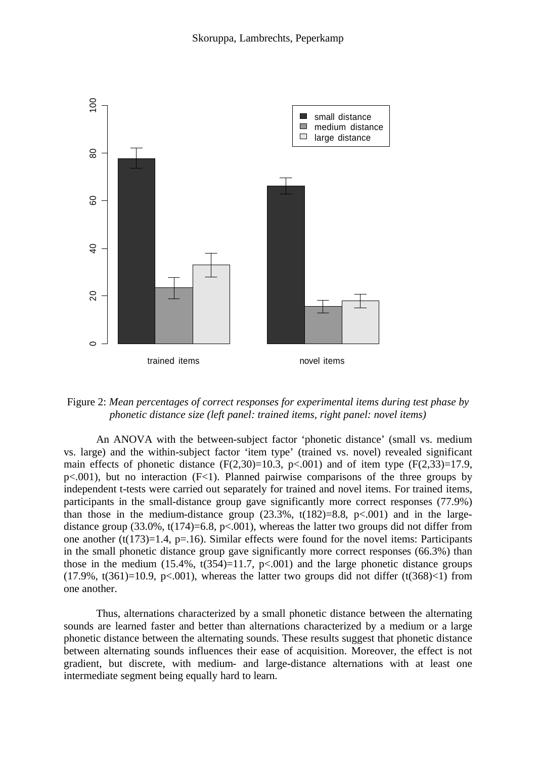Figure 2: *Mean percentages of correct responses for experimental items during test phase by phonetic distance size (left panel: trained items, right panel: novel items)*

An ANOVA with the between-subject factor 'phonetic distance' (small vs. medium vs. large) and the within-subject factor 'item type' (trained vs. novel) revealed significant main effects of phonetic distance ($F(2,30)=10.3$, $p<.001$) and of item type ($F(2,33)=17.9$, $p<.001$), but no interaction ($F<1$). Planned pairwise comparisons of the three groups by independent t-tests were carried out separately for trained and novel items. For trained items, participants in the small-distance group gave significantly more correct responses (77.9%) than those in the medium-distance group (23.3%, $t(182)=8.8$, $p<.001$) and in the large-distance group (33.0%, $t(174)=6.8$, $p<.001$), whereas the latter two groups did not differ from one another ($t(173)=1.4$, $p=.16$). Similar effects were found for the novel items: Participants in the small phonetic distance group gave significantly more correct responses (66.3%) than those in the medium (15.4%, $t(354)=11.7$, $p<.001$) and the large phonetic distance groups (17.9%, $t(361)=10.9$, $p<.001$), whereas the latter two groups did not differ ($t(368)<1$) from one another.

Thus, alternations characterized by a small phonetic distance between the alternating sounds are learned faster and better than alternations characterized by a medium or a large phonetic distance between the alternating sounds. These results suggest that phonetic distance between alternating sounds influences their ease of acquisition. Moreover, the effect is not gradient, but discrete, with medium- and large-distance alternations with at least one intermediate segment being equally hard to learn.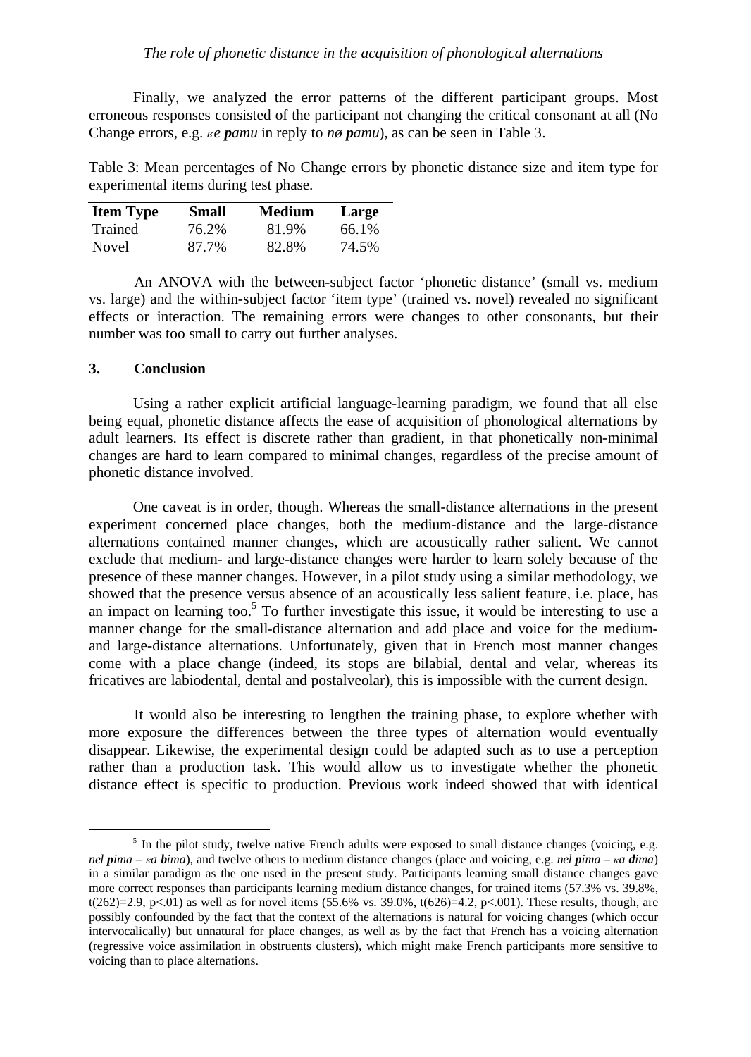Finally, we analyzed the error patterns of the different participant groups. Most erroneous responses consisted of the participant not changing the critical consonant at all (No Change errors, e.g. *ʁe **p**amu* in reply to *nø **p**amu*), as can be seen in Table 3.

Table 3: Mean percentages of No Change errors by phonetic distance size and item type for experimental items during test phase.

| Item Type | Small | Medium | Large |
|---|---|---|---|
| Trained | 76.2% | 81.9% | 66.1% |
| Novel | 87.7% | 82.8% | 74.5% |

An ANOVA with the between-subject factor 'phonetic distance' (small vs. medium vs. large) and the within-subject factor 'item type' (trained vs. novel) revealed no significant effects or interaction. The remaining errors were changes to other consonants, but their number was too small to carry out further analyses.

## 3. Conclusion

Using a rather explicit artificial language-learning paradigm, we found that all else being equal, phonetic distance affects the ease of acquisition of phonological alternations by adult learners. Its effect is discrete rather than gradient, in that phonetically non-minimal changes are hard to learn compared to minimal changes, regardless of the precise amount of phonetic distance involved.

One caveat is in order, though. Whereas the small-distance alternations in the present experiment concerned place changes, both the medium-distance and the large-distance alternations contained manner changes, which are acoustically rather salient. We cannot exclude that medium- and large-distance changes were harder to learn solely because of the presence of these manner changes. However, in a pilot study using a similar methodology, we showed that the presence versus absence of an acoustically less salient feature, i.e. place, has an impact on learning too.[5] To further investigate this issue, it would be interesting to use a manner change for the small-distance alternation and add place and voice for the medium- and large-distance alternations. Unfortunately, given that in French most manner changes come with a place change (indeed, its stops are bilabial, dental and velar, whereas its fricatives are labiodental, dental and postalveolar), this is impossible with the current design.

It would also be interesting to lengthen the training phase, to explore whether with more exposure the differences between the three types of alternation would eventually disappear. Likewise, the experimental design could be adapted such as to use a perception rather than a production task. This would allow us to investigate whether the phonetic distance effect is specific to production. Previous work indeed showed that with identical

[5] In the pilot study, twelve native French adults were exposed to small distance changes (voicing, e.g. *nel **p**ima – ʁa **b**ima*), and twelve others to medium distance changes (place and voicing, e.g. *nel **p**ima – ʁa **d**ima*) in a similar paradigm as the one used in the present study. Participants learning small distance changes gave more correct responses than participants learning medium distance changes, for trained items (57.3% vs. 39.8%, $t(262)=2.9$, $p<.01$) as well as for novel items (55.6% vs. 39.0%, $t(626)=4.2$, $p<.001$). These results, though, are possibly confounded by the fact that the context of the alternations is natural for voicing changes (which occur intervocalically) but unnatural for place changes, as well as by the fact that French has a voicing alternation (regressive voice assimilation in obstruents clusters), which might make French participants more sensitive to voicing than to place alternations.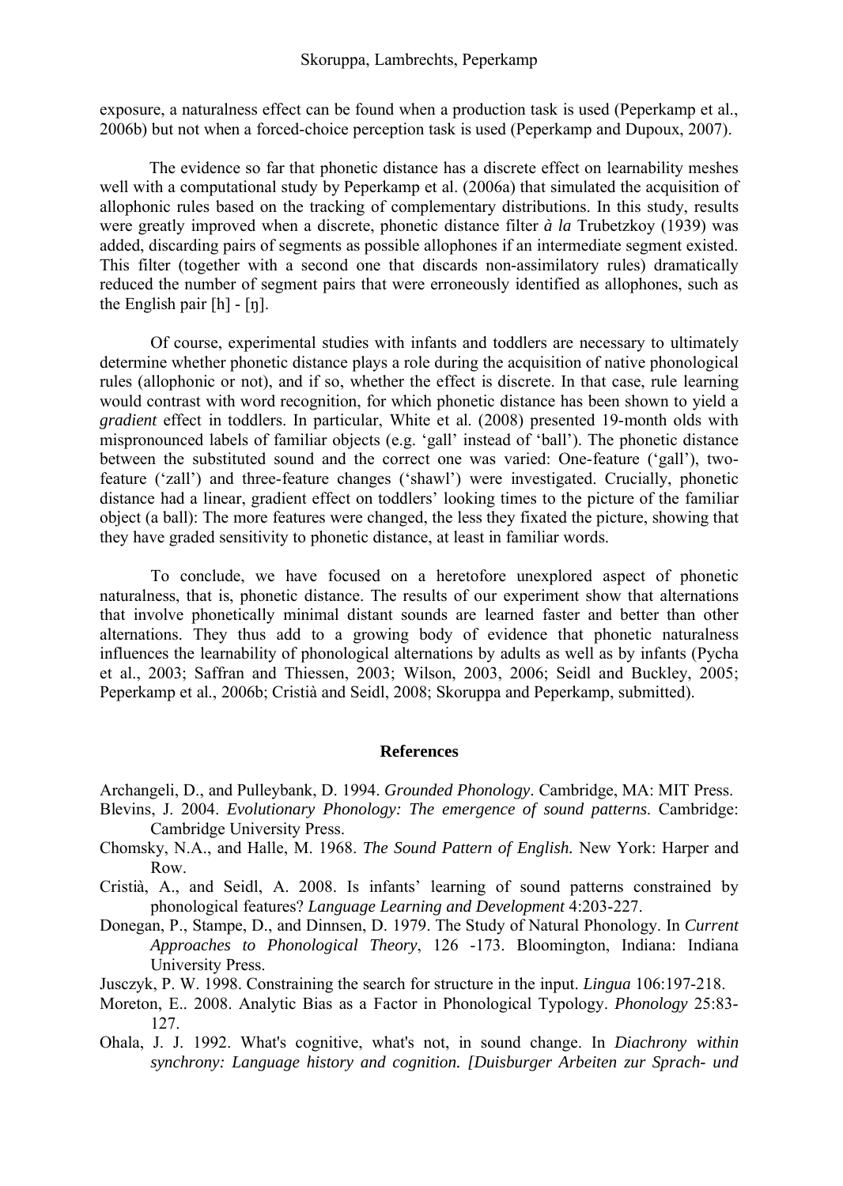exposure, a naturalness effect can be found when a production task is used (Peperkamp et al., 2006b) but not when a forced-choice perception task is used (Peperkamp and Dupoux, 2007).

The evidence so far that phonetic distance has a discrete effect on learnability meshes well with a computational study by Peperkamp et al. (2006a) that simulated the acquisition of allophonic rules based on the tracking of complementary distributions. In this study, results were greatly improved when a discrete, phonetic distance filter *à la* Trubetzkoy (1939) was added, discarding pairs of segments as possible allophones if an intermediate segment existed. This filter (together with a second one that discards non-assimilatory rules) dramatically reduced the number of segment pairs that were erroneously identified as allophones, such as the English pair [h] - [ŋ].

Of course, experimental studies with infants and toddlers are necessary to ultimately determine whether phonetic distance plays a role during the acquisition of native phonological rules (allophonic or not), and if so, whether the effect is discrete. In that case, rule learning would contrast with word recognition, for which phonetic distance has been shown to yield a *gradient* effect in toddlers. In particular, White et al. (2008) presented 19-month olds with mispronounced labels of familiar objects (e.g. 'gall' instead of 'ball'). The phonetic distance between the substituted sound and the correct one was varied: One-feature ('gall'), two-feature ('zall') and three-feature changes ('shawl') were investigated. Crucially, phonetic distance had a linear, gradient effect on toddlers' looking times to the picture of the familiar object (a ball): The more features were changed, the less they fixated the picture, showing that they have graded sensitivity to phonetic distance, at least in familiar words.

To conclude, we have focused on a heretofore unexplored aspect of phonetic naturalness, that is, phonetic distance. The results of our experiment show that alternations that involve phonetically minimal distant sounds are learned faster and better than other alternations. They thus add to a growing body of evidence that phonetic naturalness influences the learnability of phonological alternations by adults as well as by infants (Pycha et al., 2003; Saffran and Thiessen, 2003; Wilson, 2003, 2006; Seidl and Buckley, 2005; Peperkamp et al., 2006b; Cristià and Seidl, 2008; Skoruppa and Peperkamp, submitted).

## References

Archangeli, D., and Pulleybank, D. 1994. *Grounded Phonology*. Cambridge, MA: MIT Press.

Blevins, J. 2004. *Evolutionary Phonology: The emergence of sound patterns*. Cambridge: Cambridge University Press.

Chomsky, N.A., and Halle, M. 1968. *The Sound Pattern of English.* New York: Harper and Row.

Cristià, A., and Seidl, A. 2008. Is infants' learning of sound patterns constrained by phonological features? *Language Learning and Development* 4:203-227.

Donegan, P., Stampe, D., and Dinnsen, D. 1979. The Study of Natural Phonology. In *Current Approaches to Phonological Theory*, 126 -173. Bloomington, Indiana: Indiana University Press.

Jusczyk, P. W. 1998. Constraining the search for structure in the input. *Lingua* 106:197-218.

Moreton, E.. 2008. Analytic Bias as a Factor in Phonological Typology. *Phonology* 25:83-127.

Ohala, J. J. 1992. What's cognitive, what's not, in sound change. In *Diachrony within synchrony: Language history and cognition. [Duisburger Arbeiten zur Sprach- und*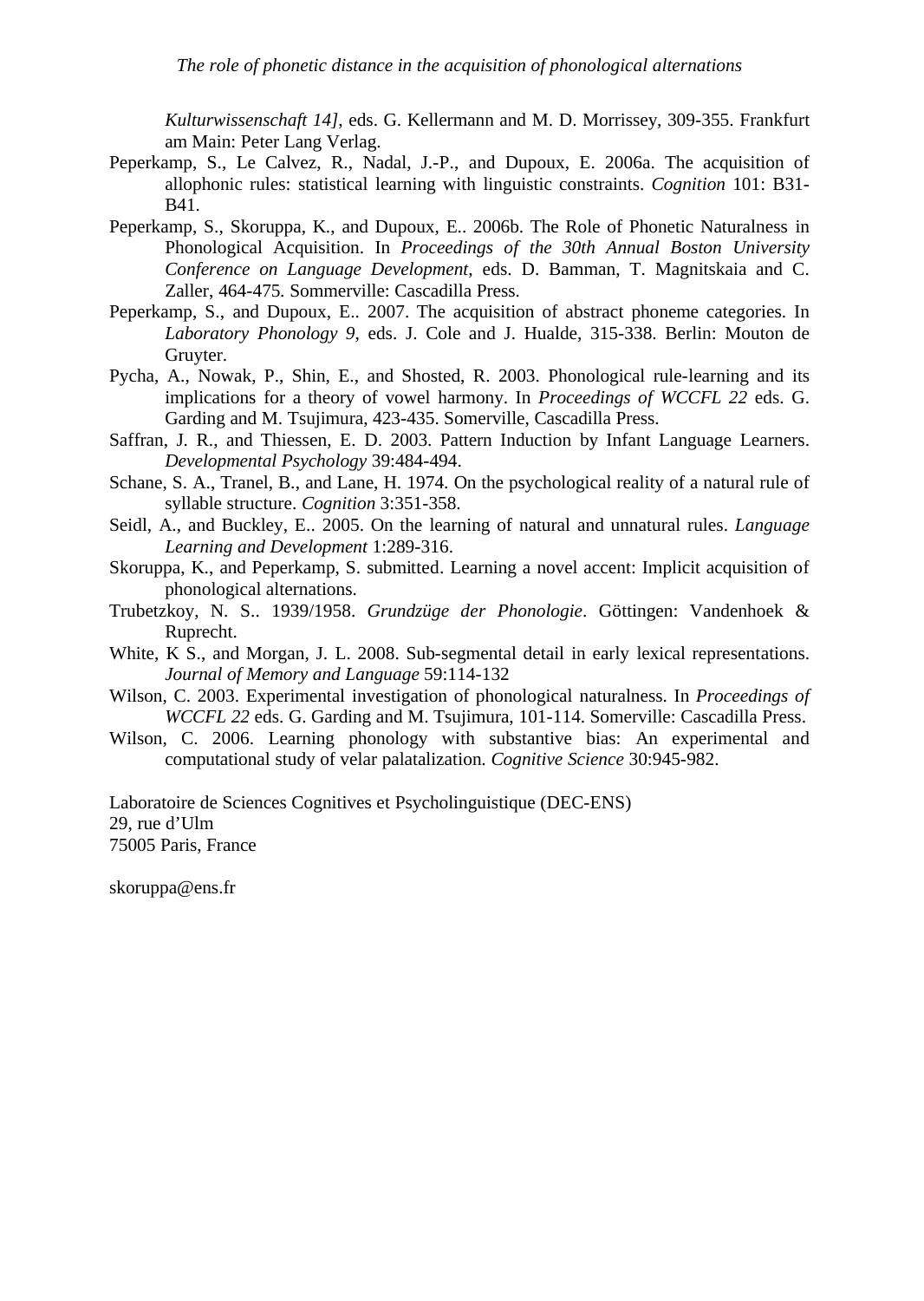*Kulturwissenschaft 14]*, eds. G. Kellermann and M. D. Morrissey, 309-355. Frankfurt am Main: Peter Lang Verlag.

Peperkamp, S., Le Calvez, R., Nadal, J.-P., and Dupoux, E. 2006a. The acquisition of allophonic rules: statistical learning with linguistic constraints. *Cognition* 101: B31-B41.

Peperkamp, S., Skoruppa, K., and Dupoux, E.. 2006b. The Role of Phonetic Naturalness in Phonological Acquisition. In *Proceedings of the 30th Annual Boston University Conference on Language Development*, eds. D. Bamman, T. Magnitskaia and C. Zaller, 464-475. Sommerville: Cascadilla Press.

Peperkamp, S., and Dupoux, E.. 2007. The acquisition of abstract phoneme categories. In *Laboratory Phonology 9*, eds. J. Cole and J. Hualde, 315-338. Berlin: Mouton de Gruyter.

Pycha, A., Nowak, P., Shin, E., and Shosted, R. 2003. Phonological rule-learning and its implications for a theory of vowel harmony. In *Proceedings of WCCFL 22* eds. G. Garding and M. Tsujimura, 423-435. Somerville, Cascadilla Press.

Saffran, J. R., and Thiessen, E. D. 2003. Pattern Induction by Infant Language Learners. *Developmental Psychology* 39:484-494.

Schane, S. A., Tranel, B., and Lane, H. 1974. On the psychological reality of a natural rule of syllable structure. *Cognition* 3:351-358.

Seidl, A., and Buckley, E.. 2005. On the learning of natural and unnatural rules. *Language Learning and Development* 1:289-316.

Skoruppa, K., and Peperkamp, S. submitted. Learning a novel accent: Implicit acquisition of phonological alternations.

Trubetzkoy, N. S.. 1939/1958. *Grundzüge der Phonologie*. Göttingen: Vandenhoek & Ruprecht.

White, K S., and Morgan, J. L. 2008. Sub-segmental detail in early lexical representations. *Journal of Memory and Language* 59:114-132

Wilson, C. 2003. Experimental investigation of phonological naturalness. In *Proceedings of WCCFL 22* eds. G. Garding and M. Tsujimura, 101-114. Somerville: Cascadilla Press.

Wilson, C. 2006. Learning phonology with substantive bias: An experimental and computational study of velar palatalization. *Cognitive Science* 30:945-982.

Laboratoire de Sciences Cognitives et Psycholinguistique (DEC-ENS)
29, rue d'Ulm
75005 Paris, France

skoruppa@ens.fr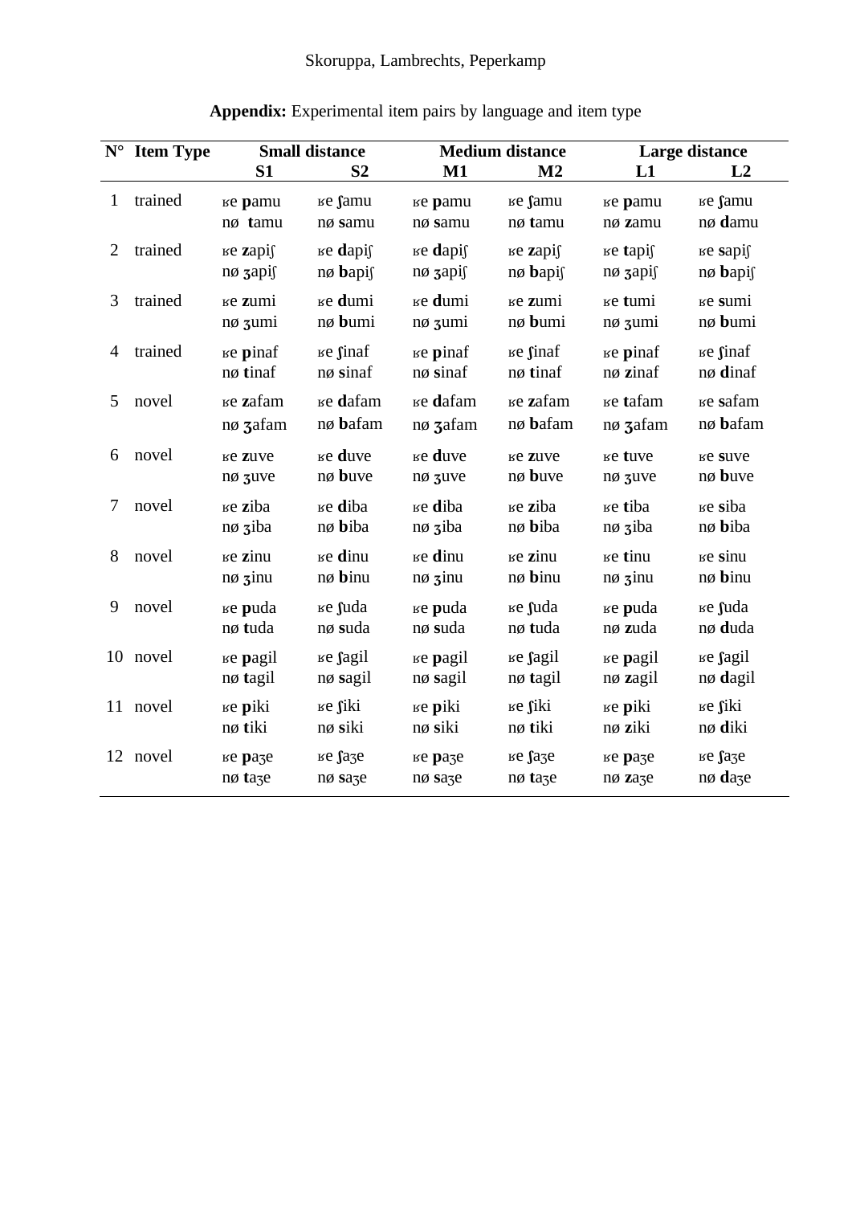**Appendix:** Experimental item pairs by language and item type

| N° | Item Type | Small distance S1 | S2 | Medium distance M1 | M2 | Large distance L1 | L2 |
|---|---|---|---|---|---|---|---|
| 1 | trained | ʁe **p**amu<br>nø **t**amu | ʁe **ʃ**amu<br>nø **s**amu | ʁe **p**amu<br>nø **s**amu | ʁe **ʃ**amu<br>nø **t**amu | ʁe **p**amu<br>nø **z**amu | ʁe **ʃ**amu<br>nø **d**amu |
| 2 | trained | ʁe **z**apiʃ<br>nø **ʒ**apiʃ | ʁe **d**apiʃ<br>nø **b**apiʃ | ʁe **d**apiʃ<br>nø **ʒ**apiʃ | ʁe **z**apiʃ<br>nø **b**apiʃ | ʁe **t**apiʃ<br>nø **ʒ**apiʃ | ʁe **s**apiʃ<br>nø **b**apiʃ |
| 3 | trained | ʁe **z**umi<br>nø **ʒ**umi | ʁe **d**umi<br>nø **b**umi | ʁe **d**umi<br>nø **ʒ**umi | ʁe **z**umi<br>nø **b**umi | ʁe **t**umi<br>nø **ʒ**umi | ʁe **s**umi<br>nø **b**umi |
| 4 | trained | ʁe **p**inaf<br>nø **t**inaf | ʁe **ʃ**inaf<br>nø **s**inaf | ʁe **p**inaf<br>nø **s**inaf | ʁe **ʃ**inaf<br>nø **t**inaf | ʁe **p**inaf<br>nø **z**inaf | ʁe **ʃ**inaf<br>nø **d**inaf |
| 5 | novel | ʁe **z**afam<br>nø **ʒ**afam | ʁe **d**afam<br>nø **b**afam | ʁe **d**afam<br>nø **ʒ**afam | ʁe **z**afam<br>nø **b**afam | ʁe **t**afam<br>nø **ʒ**afam | ʁe **s**afam<br>nø **b**afam |
| 6 | novel | ʁe **z**uve<br>nø **ʒ**uve | ʁe **d**uve<br>nø **b**uve | ʁe **d**uve<br>nø **ʒ**uve | ʁe **z**uve<br>nø **b**uve | ʁe **t**uve<br>nø **ʒ**uve | ʁe **s**uve<br>nø **b**uve |
| 7 | novel | ʁe **z**iba<br>nø **ʒ**iba | ʁe **d**iba<br>nø **b**iba | ʁe **d**iba<br>nø **ʒ**iba | ʁe **z**iba<br>nø **b**iba | ʁe **t**iba<br>nø **ʒ**iba | ʁe **s**iba<br>nø **b**iba |
| 8 | novel | ʁe **z**inu<br>nø **ʒ**inu | ʁe **d**inu<br>nø **b**inu | ʁe **d**inu<br>nø **ʒ**inu | ʁe **z**inu<br>nø **b**inu | ʁe **t**inu<br>nø **ʒ**inu | ʁe **s**inu<br>nø **b**inu |
| 9 | novel | ʁe **p**uda<br>nø **t**uda | ʁe **ʃ**uda<br>nø **s**uda | ʁe **p**uda<br>nø **s**uda | ʁe **ʃ**uda<br>nø **t**uda | ʁe **p**uda<br>nø **z**uda | ʁe **ʃ**uda<br>nø **d**uda |
| 10 | novel | ʁe **p**agil<br>nø **t**agil | ʁe **ʃ**agil<br>nø **s**agil | ʁe **p**agil<br>nø **s**agil | ʁe **ʃ**agil<br>nø **t**agil | ʁe **p**agil<br>nø **z**agil | ʁe **ʃ**agil<br>nø **d**agil |
| 11 | novel | ʁe **p**iki<br>nø **t**iki | ʁe **ʃ**iki<br>nø **s**iki | ʁe **p**iki<br>nø **s**iki | ʁe **ʃ**iki<br>nø **t**iki | ʁe **p**iki<br>nø **z**iki | ʁe **ʃ**iki<br>nø **d**iki |
| 12 | novel | ʁe **p**aʒe<br>nø **t**aʒe | ʁe **ʃ**aʒe<br>nø **s**aʒe | ʁe **p**aʒe<br>nø **s**aʒe | ʁe **ʃ**aʒe<br>nø **t**aʒe | ʁe **p**aʒe<br>nø **z**aʒe | ʁe **ʃ**aʒe<br>nø **d**aʒe |